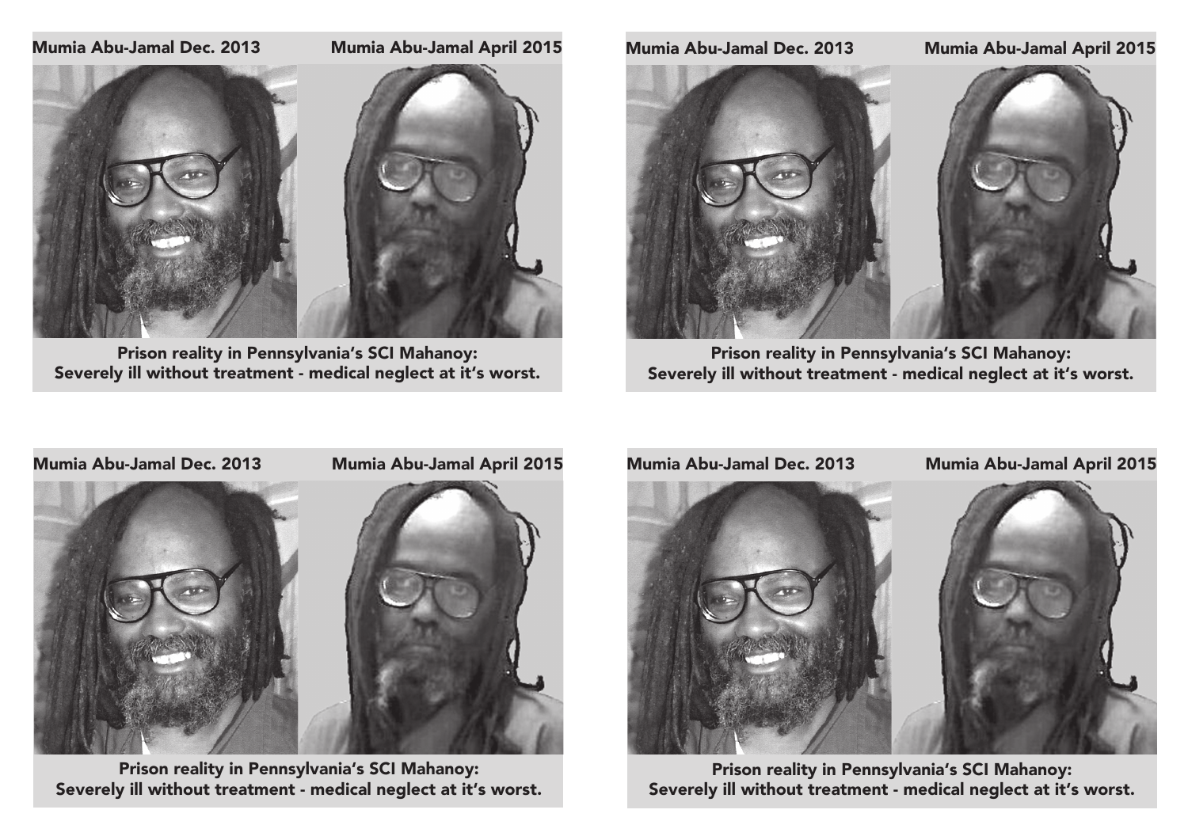Mumia Abu-Jamal Dec. 2013 Mumia Abu-Jamal April 2015

**Prison reality in Pennsylvania's SCI Mahanoy:**
**Severely ill without treatment - medical neglect at it's worst.**

Mumia Abu-Jamal Dec. 2013 Mumia Abu-Jamal April 2015

**Prison reality in Pennsylvania's SCI Mahanoy:**
**Severely ill without treatment - medical neglect at it's worst.**

Mumia Abu-Jamal Dec. 2013 Mumia Abu-Jamal April 2015

**Prison reality in Pennsylvania's SCI Mahanoy:**
**Severely ill without treatment - medical neglect at it's worst.**

Mumia Abu-Jamal Dec. 2013 Mumia Abu-Jamal April 2015

**Prison reality in Pennsylvania's SCI Mahanoy:**
**Severely ill without treatment - medical neglect at it's worst.**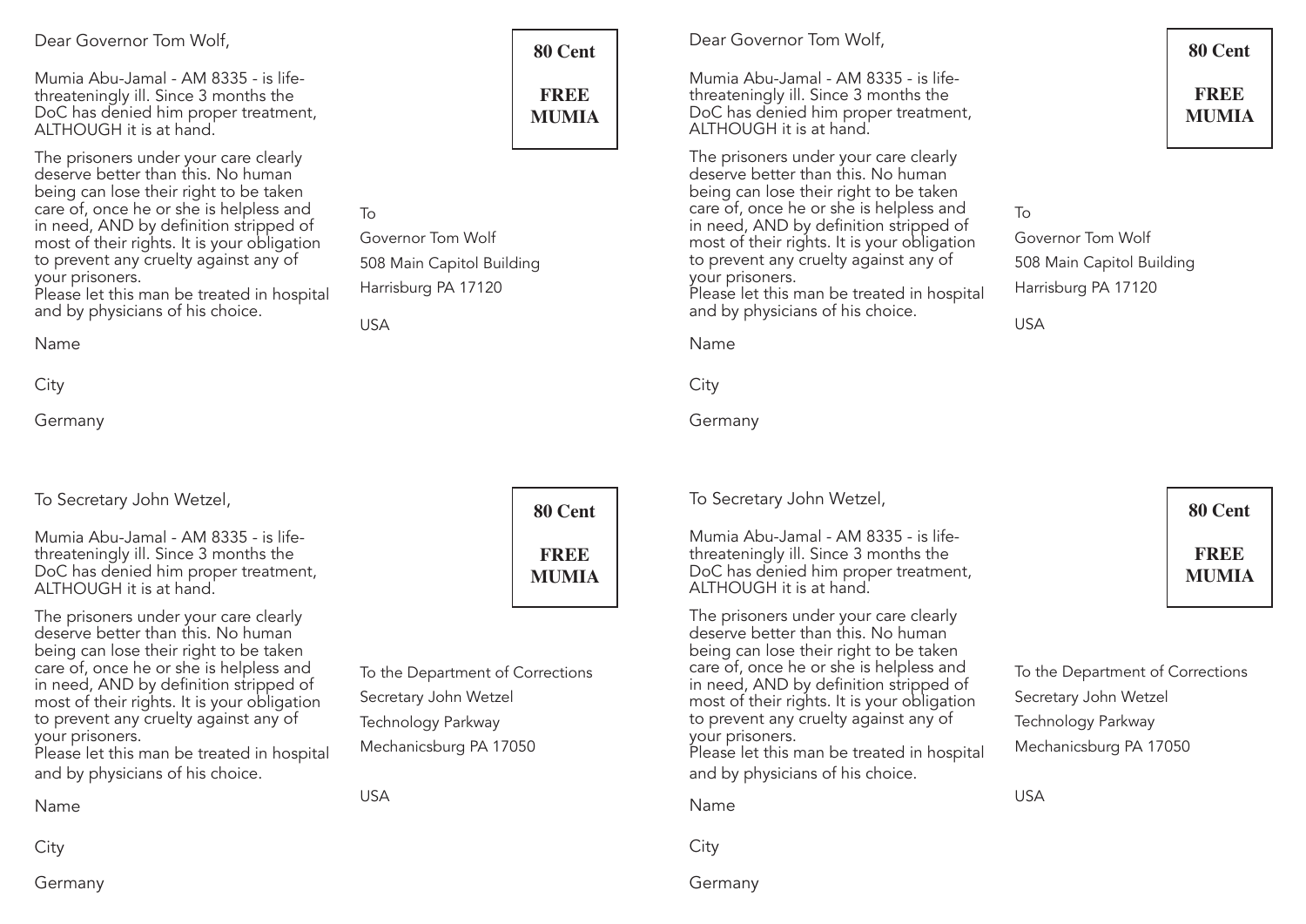Dear Governor Tom Wolf,

Mumia Abu-Jamal - AM 8335 - is life-threateningly ill. Since 3 months the DoC has denied him proper treatment, ALTHOUGH it is at hand.

The prisoners under your care clearly deserve better than this. No human being can lose their right to be taken care of, once he or she is helpless and in need, AND by definition stripped of most of their rights. It is your obligation to prevent any cruelty against any of your prisoners.
Please let this man be treated in hospital and by physicians of his choice.

Name

City

Germany

**80 Cent**

**FREE MUMIA**

To

Governor Tom Wolf

508 Main Capitol Building

Harrisburg PA 17120

USA

Dear Governor Tom Wolf,

Mumia Abu-Jamal - AM 8335 - is life-threateningly ill. Since 3 months the DoC has denied him proper treatment, ALTHOUGH it is at hand.

The prisoners under your care clearly deserve better than this. No human being can lose their right to be taken care of, once he or she is helpless and in need, AND by definition stripped of most of their rights. It is your obligation to prevent any cruelty against any of your prisoners.
Please let this man be treated in hospital and by physicians of his choice.

Name

City

Germany

**80 Cent**

**FREE MUMIA**

To

Governor Tom Wolf

508 Main Capitol Building

Harrisburg PA 17120

USA

To Secretary John Wetzel,

Mumia Abu-Jamal - AM 8335 - is life-threateningly ill. Since 3 months the DoC has denied him proper treatment, ALTHOUGH it is at hand.

The prisoners under your care clearly deserve better than this. No human being can lose their right to be taken care of, once he or she is helpless and in need, AND by definition stripped of most of their rights. It is your obligation to prevent any cruelty against any of your prisoners.
Please let this man be treated in hospital and by physicians of his choice.

Name

City

Germany

**80 Cent**

**FREE MUMIA**

To the Department of Corrections

Secretary John Wetzel

Technology Parkway

Mechanicsburg PA 17050

USA

To Secretary John Wetzel,

Mumia Abu-Jamal - AM 8335 - is life-threateningly ill. Since 3 months the DoC has denied him proper treatment, ALTHOUGH it is at hand.

The prisoners under your care clearly deserve better than this. No human being can lose their right to be taken care of, once he or she is helpless and in need, AND by definition stripped of most of their rights. It is your obligation to prevent any cruelty against any of your prisoners.
Please let this man be treated in hospital and by physicians of his choice.

Name

City

Germany

**80 Cent**

**FREE MUMIA**

To the Department of Corrections

Secretary John Wetzel

Technology Parkway

Mechanicsburg PA 17050

USA